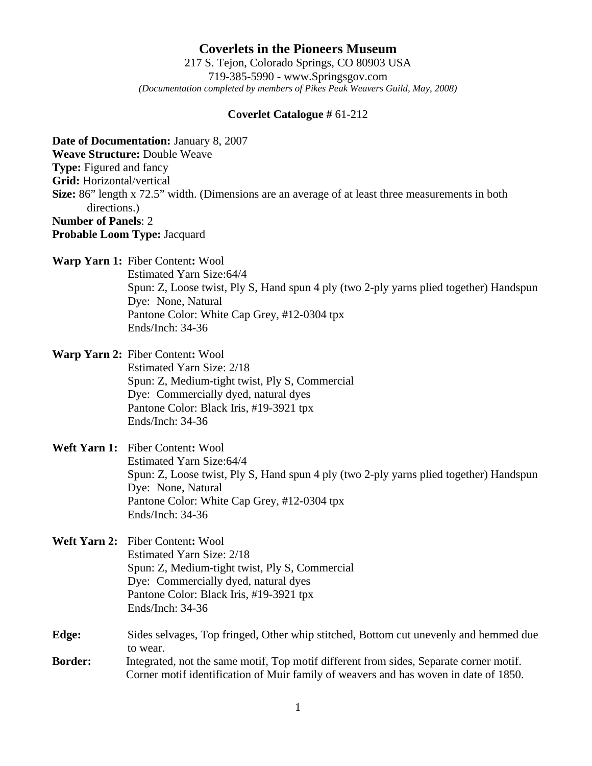# Coverlets in the Pioneers Museum

217 S. Tejon, Colorado Springs, CO 80903 USA
719-385-5990 - www.Springsgov.com
*(Documentation completed by members of Pikes Peak Weavers Guild, May, 2008)*

**Coverlet Catalogue #** 61-212

**Date of Documentation:** January 8, 2007
**Weave Structure:** Double Weave
**Type:** Figured and fancy
**Grid:** Horizontal/vertical
**Size:** 86" length x 72.5" width. (Dimensions are an average of at least three measurements in both directions.)
**Number of Panels**: 2
**Probable Loom Type:** Jacquard

**Warp Yarn 1:** Fiber Content**:** Wool
Estimated Yarn Size:64/4
Spun: Z, Loose twist, Ply S, Hand spun 4 ply (two 2-ply yarns plied together) Handspun
Dye: None, Natural
Pantone Color: White Cap Grey, #12-0304 tpx
Ends/Inch: 34-36

**Warp Yarn 2:** Fiber Content**:** Wool
Estimated Yarn Size: 2/18
Spun: Z, Medium-tight twist, Ply S, Commercial
Dye: Commercially dyed, natural dyes
Pantone Color: Black Iris, #19-3921 tpx
Ends/Inch: 34-36

**Weft Yarn 1:** Fiber Content**:** Wool
Estimated Yarn Size:64/4
Spun: Z, Loose twist, Ply S, Hand spun 4 ply (two 2-ply yarns plied together) Handspun
Dye: None, Natural
Pantone Color: White Cap Grey, #12-0304 tpx
Ends/Inch: 34-36

**Weft Yarn 2:** Fiber Content**:** Wool
Estimated Yarn Size: 2/18
Spun: Z, Medium-tight twist, Ply S, Commercial
Dye: Commercially dyed, natural dyes
Pantone Color: Black Iris, #19-3921 tpx
Ends/Inch: 34-36

**Edge:** Sides selvages, Top fringed, Other whip stitched, Bottom cut unevenly and hemmed due to wear.

**Border:** Integrated, not the same motif, Top motif different from sides, Separate corner motif. Corner motif identification of Muir family of weavers and has woven in date of 1850.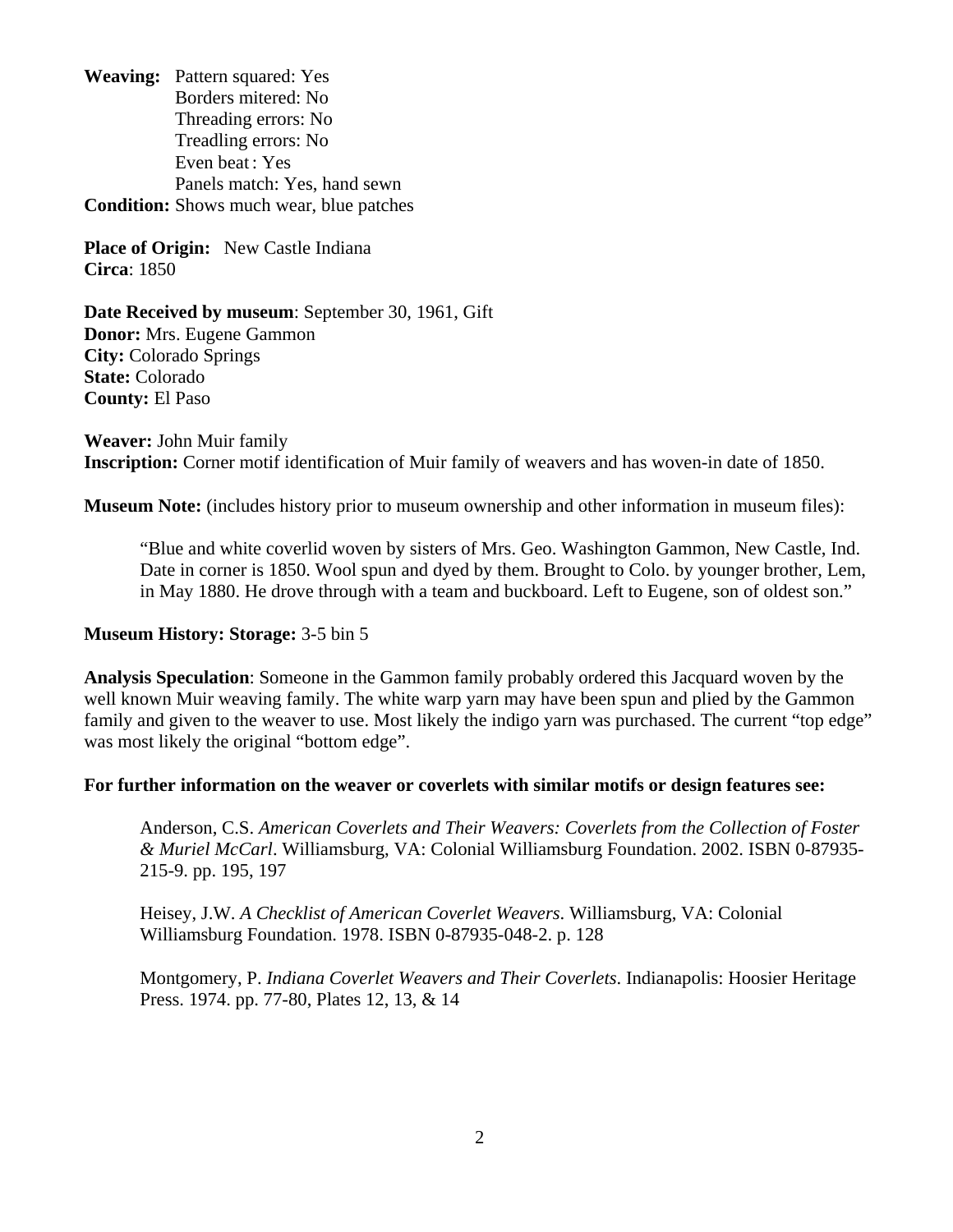**Weaving:** Pattern squared: Yes
Borders mitered: No
Threading errors: No
Treadling errors: No
Even beat : Yes
Panels match: Yes, hand sewn
**Condition:** Shows much wear, blue patches

**Place of Origin:** New Castle Indiana
**Circa**: 1850

**Date Received by museum**: September 30, 1961, Gift
**Donor:** Mrs. Eugene Gammon
**City:** Colorado Springs
**State:** Colorado
**County:** El Paso

**Weaver:** John Muir family
**Inscription:** Corner motif identification of Muir family of weavers and has woven-in date of 1850.

**Museum Note:** (includes history prior to museum ownership and other information in museum files):

> "Blue and white coverlid woven by sisters of Mrs. Geo. Washington Gammon, New Castle, Ind. Date in corner is 1850. Wool spun and dyed by them. Brought to Colo. by younger brother, Lem, in May 1880. He drove through with a team and buckboard. Left to Eugene, son of oldest son."

**Museum History: Storage:** 3-5 bin 5

**Analysis Speculation**: Someone in the Gammon family probably ordered this Jacquard woven by the well known Muir weaving family. The white warp yarn may have been spun and plied by the Gammon family and given to the weaver to use. Most likely the indigo yarn was purchased. The current "top edge" was most likely the original "bottom edge".

**For further information on the weaver or coverlets with similar motifs or design features see:**

Anderson, C.S. *American Coverlets and Their Weavers: Coverlets from the Collection of Foster & Muriel McCarl*. Williamsburg, VA: Colonial Williamsburg Foundation. 2002. ISBN 0-87935-215-9. pp. 195, 197

Heisey, J.W. *A Checklist of American Coverlet Weavers*. Williamsburg, VA: Colonial Williamsburg Foundation. 1978. ISBN 0-87935-048-2. p. 128

Montgomery, P. *Indiana Coverlet Weavers and Their Coverlets*. Indianapolis: Hoosier Heritage Press. 1974. pp. 77-80, Plates 12, 13, & 14